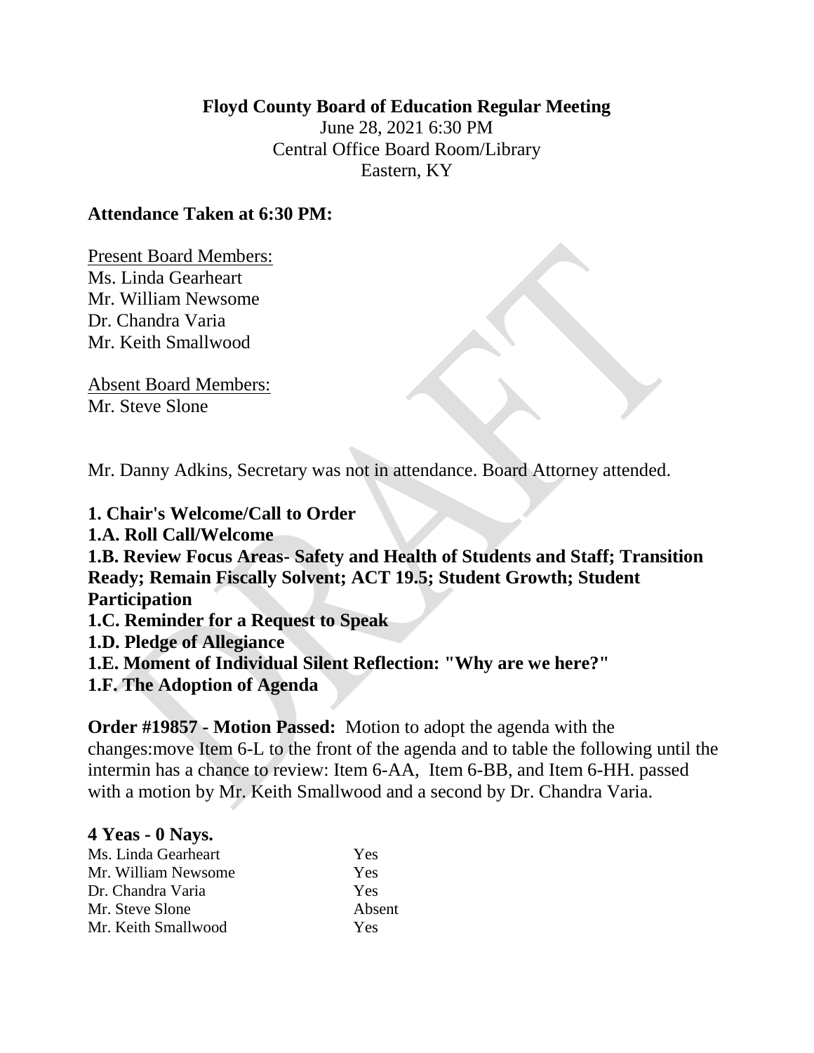**Floyd County Board of Education Regular Meeting**

June 28, 2021 6:30 PM

Central Office Board Room/Library

Eastern, KY

**Attendance Taken at 6:30 PM:**

Present Board Members:

Ms. Linda Gearheart

Mr. William Newsome

Dr. Chandra Varia

Mr. Keith Smallwood

Absent Board Members:

Mr. Steve Slone

Mr. Danny Adkins, Secretary was not in attendance. Board Attorney attended.

**1. Chair's Welcome/Call to Order**

**1.A. Roll Call/Welcome**

**1.B. Review Focus Areas- Safety and Health of Students and Staff; Transition Ready; Remain Fiscally Solvent; ACT 19.5; Student Growth; Student Participation**

**1.C. Reminder for a Request to Speak**

**1.D. Pledge of Allegiance**

**1.E. Moment of Individual Silent Reflection: "Why are we here?"**

**1.F. The Adoption of Agenda**

**Order #19857 - Motion Passed:** Motion to adopt the agenda with the changes:move Item 6-L to the front of the agenda and to table the following until the intermin has a chance to review: Item 6-AA, Item 6-BB, and Item 6-HH. passed with a motion by Mr. Keith Smallwood and a second by Dr. Chandra Varia.

**4 Yeas - 0 Nays.**

| | |
|---|---|
| Ms. Linda Gearheart | Yes |
| Mr. William Newsome | Yes |
| Dr. Chandra Varia | Yes |
| Mr. Steve Slone | Absent |
| Mr. Keith Smallwood | Yes |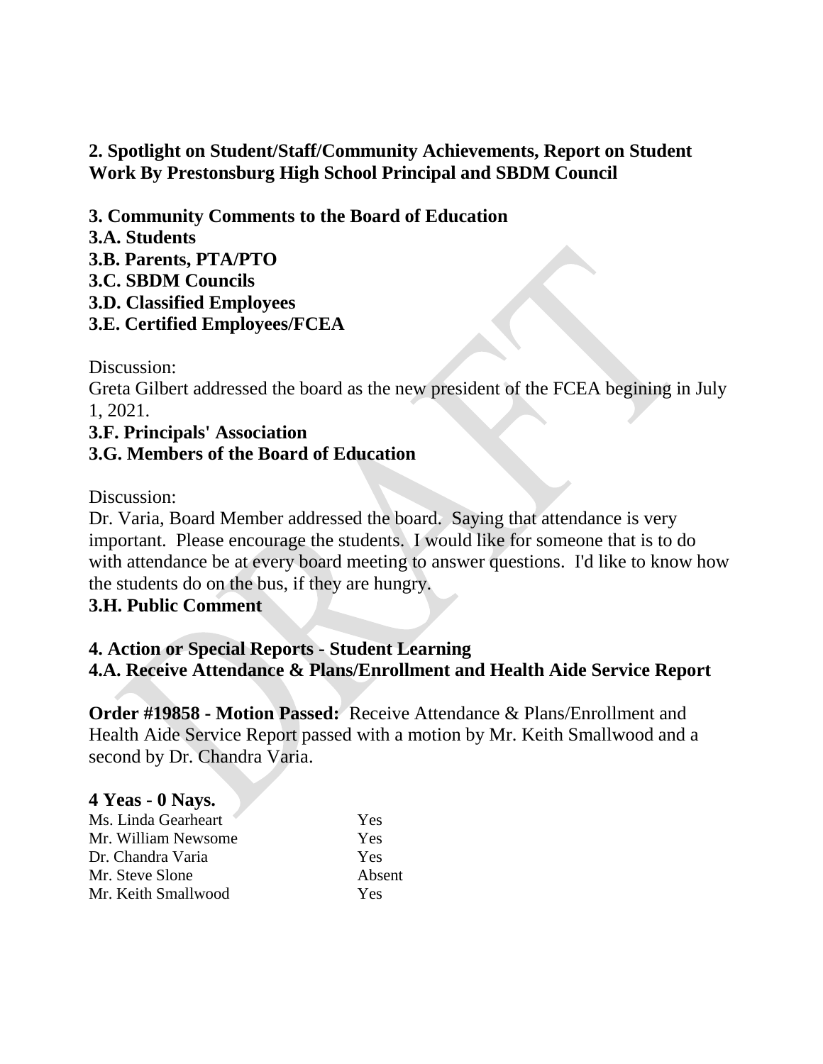**2. Spotlight on Student/Staff/Community Achievements, Report on Student Work By Prestonsburg High School Principal and SBDM Council**

**3. Community Comments to the Board of Education**

**3.A. Students**

**3.B. Parents, PTA/PTO**

**3.C. SBDM Councils**

**3.D. Classified Employees**

**3.E. Certified Employees/FCEA**

Discussion:
Greta Gilbert addressed the board as the new president of the FCEA begining in July 1, 2021.

**3.F. Principals' Association**

**3.G. Members of the Board of Education**

Discussion:
Dr. Varia, Board Member addressed the board. Saying that attendance is very important. Please encourage the students. I would like for someone that is to do with attendance be at every board meeting to answer questions. I'd like to know how the students do on the bus, if they are hungry.

**3.H. Public Comment**

**4. Action or Special Reports - Student Learning**

**4.A. Receive Attendance & Plans/Enrollment and Health Aide Service Report**

**Order #19858 - Motion Passed:** Receive Attendance & Plans/Enrollment and Health Aide Service Report passed with a motion by Mr. Keith Smallwood and a second by Dr. Chandra Varia.

**4 Yeas - 0 Nays.**

| | |
|---|---|
| Ms. Linda Gearheart | Yes |
| Mr. William Newsome | Yes |
| Dr. Chandra Varia | Yes |
| Mr. Steve Slone | Absent |
| Mr. Keith Smallwood | Yes |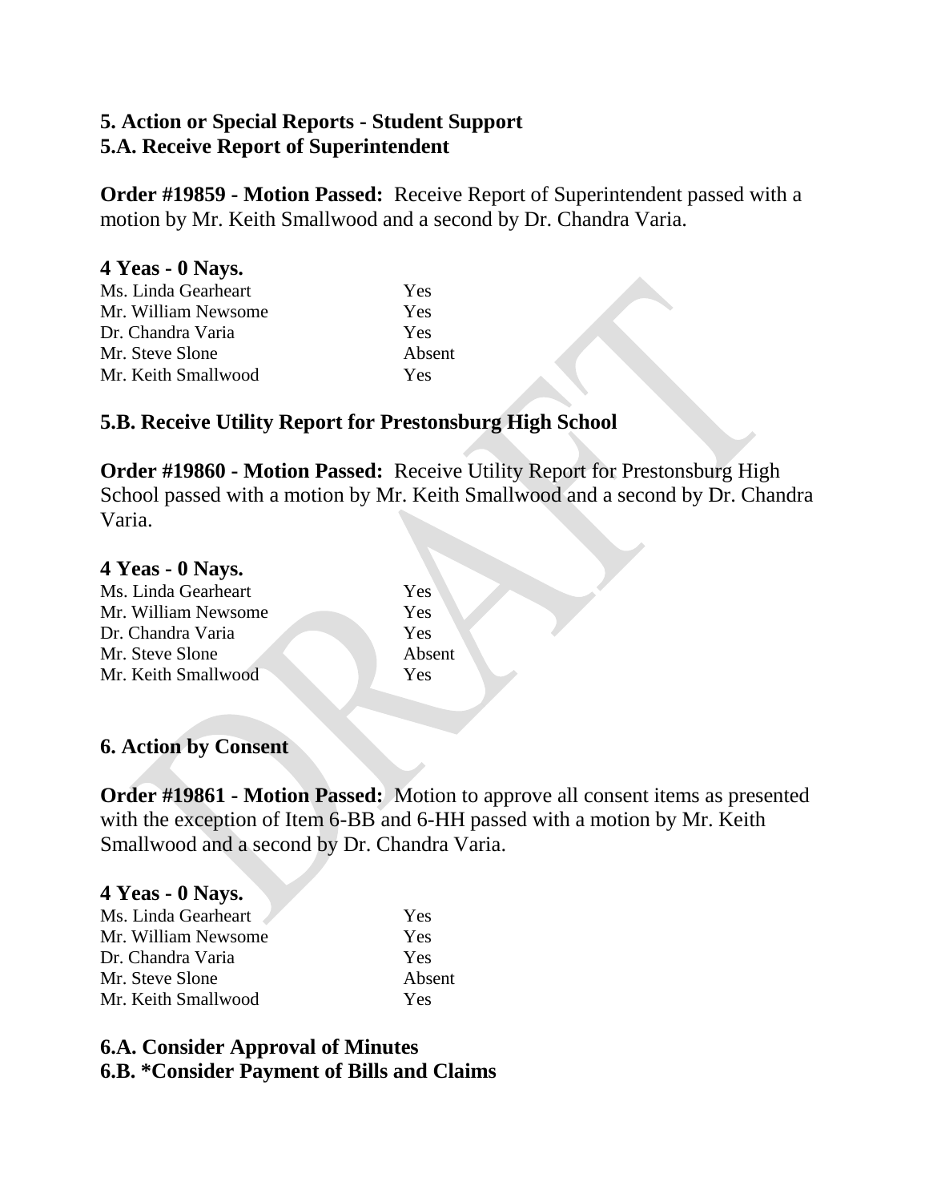**5. Action or Special Reports - Student Support**
**5.A. Receive Report of Superintendent**

**Order #19859 - Motion Passed:** Receive Report of Superintendent passed with a motion by Mr. Keith Smallwood and a second by Dr. Chandra Varia.

**4 Yeas - 0 Nays.**

| | |
|---|---|
| Ms. Linda Gearheart | Yes |
| Mr. William Newsome | Yes |
| Dr. Chandra Varia | Yes |
| Mr. Steve Slone | Absent |
| Mr. Keith Smallwood | Yes |

**5.B. Receive Utility Report for Prestonsburg High School**

**Order #19860 - Motion Passed:** Receive Utility Report for Prestonsburg High School passed with a motion by Mr. Keith Smallwood and a second by Dr. Chandra Varia.

**4 Yeas - 0 Nays.**

| | |
|---|---|
| Ms. Linda Gearheart | Yes |
| Mr. William Newsome | Yes |
| Dr. Chandra Varia | Yes |
| Mr. Steve Slone | Absent |
| Mr. Keith Smallwood | Yes |

**6. Action by Consent**

**Order #19861 - Motion Passed:** Motion to approve all consent items as presented with the exception of Item 6-BB and 6-HH passed with a motion by Mr. Keith Smallwood and a second by Dr. Chandra Varia.

**4 Yeas - 0 Nays.**

| | |
|---|---|
| Ms. Linda Gearheart | Yes |
| Mr. William Newsome | Yes |
| Dr. Chandra Varia | Yes |
| Mr. Steve Slone | Absent |
| Mr. Keith Smallwood | Yes |

**6.A. Consider Approval of Minutes**
**6.B. *Consider Payment of Bills and Claims**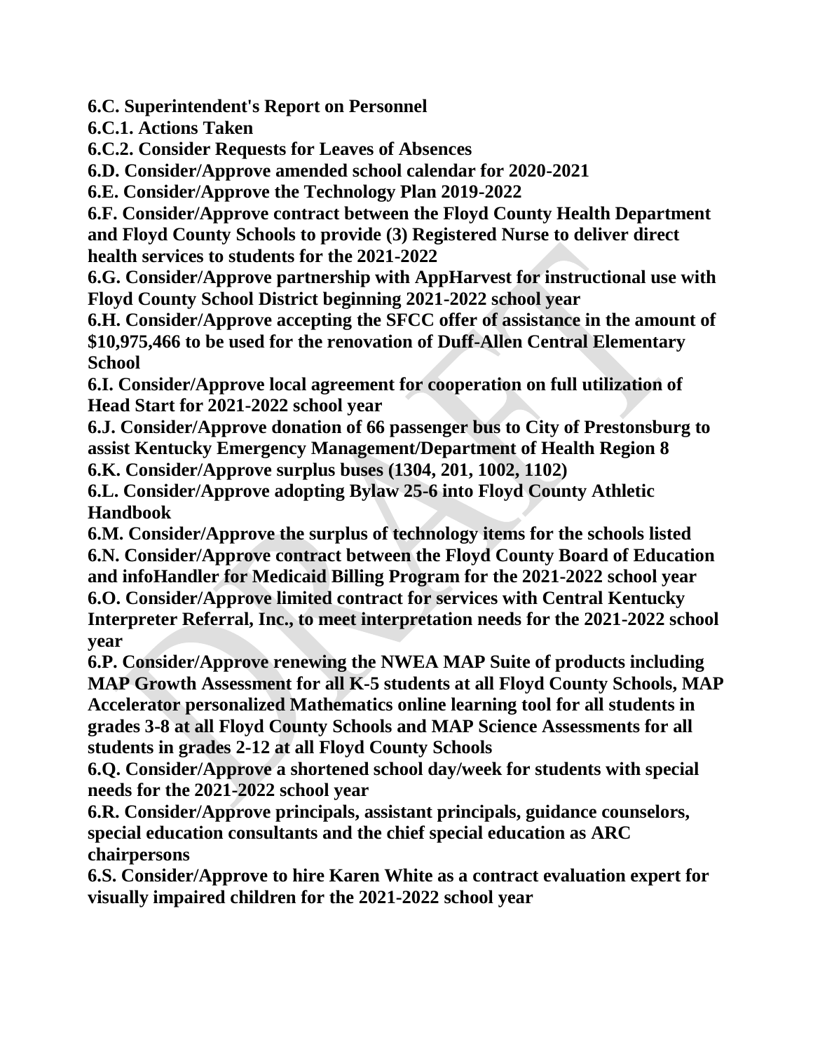**6.C. Superintendent's Report on Personnel**

**6.C.1. Actions Taken**

**6.C.2. Consider Requests for Leaves of Absences**

**6.D. Consider/Approve amended school calendar for 2020-2021**

**6.E. Consider/Approve the Technology Plan 2019-2022**

**6.F. Consider/Approve contract between the Floyd County Health Department and Floyd County Schools to provide (3) Registered Nurse to deliver direct health services to students for the 2021-2022**

**6.G. Consider/Approve partnership with AppHarvest for instructional use with Floyd County School District beginning 2021-2022 school year**

**6.H. Consider/Approve accepting the SFCC offer of assistance in the amount of $10,975,466 to be used for the renovation of Duff-Allen Central Elementary School**

**6.I. Consider/Approve local agreement for cooperation on full utilization of Head Start for 2021-2022 school year**

**6.J. Consider/Approve donation of 66 passenger bus to City of Prestonsburg to assist Kentucky Emergency Management/Department of Health Region 8**

**6.K. Consider/Approve surplus buses (1304, 201, 1002, 1102)**

**6.L. Consider/Approve adopting Bylaw 25-6 into Floyd County Athletic Handbook**

**6.M. Consider/Approve the surplus of technology items for the schools listed**

**6.N. Consider/Approve contract between the Floyd County Board of Education and infoHandler for Medicaid Billing Program for the 2021-2022 school year**

**6.O. Consider/Approve limited contract for services with Central Kentucky Interpreter Referral, Inc., to meet interpretation needs for the 2021-2022 school year**

**6.P. Consider/Approve renewing the NWEA MAP Suite of products including MAP Growth Assessment for all K-5 students at all Floyd County Schools, MAP Accelerator personalized Mathematics online learning tool for all students in grades 3-8 at all Floyd County Schools and MAP Science Assessments for all students in grades 2-12 at all Floyd County Schools**

**6.Q. Consider/Approve a shortened school day/week for students with special needs for the 2021-2022 school year**

**6.R. Consider/Approve principals, assistant principals, guidance counselors, special education consultants and the chief special education as ARC chairpersons**

**6.S. Consider/Approve to hire Karen White as a contract evaluation expert for visually impaired children for the 2021-2022 school year**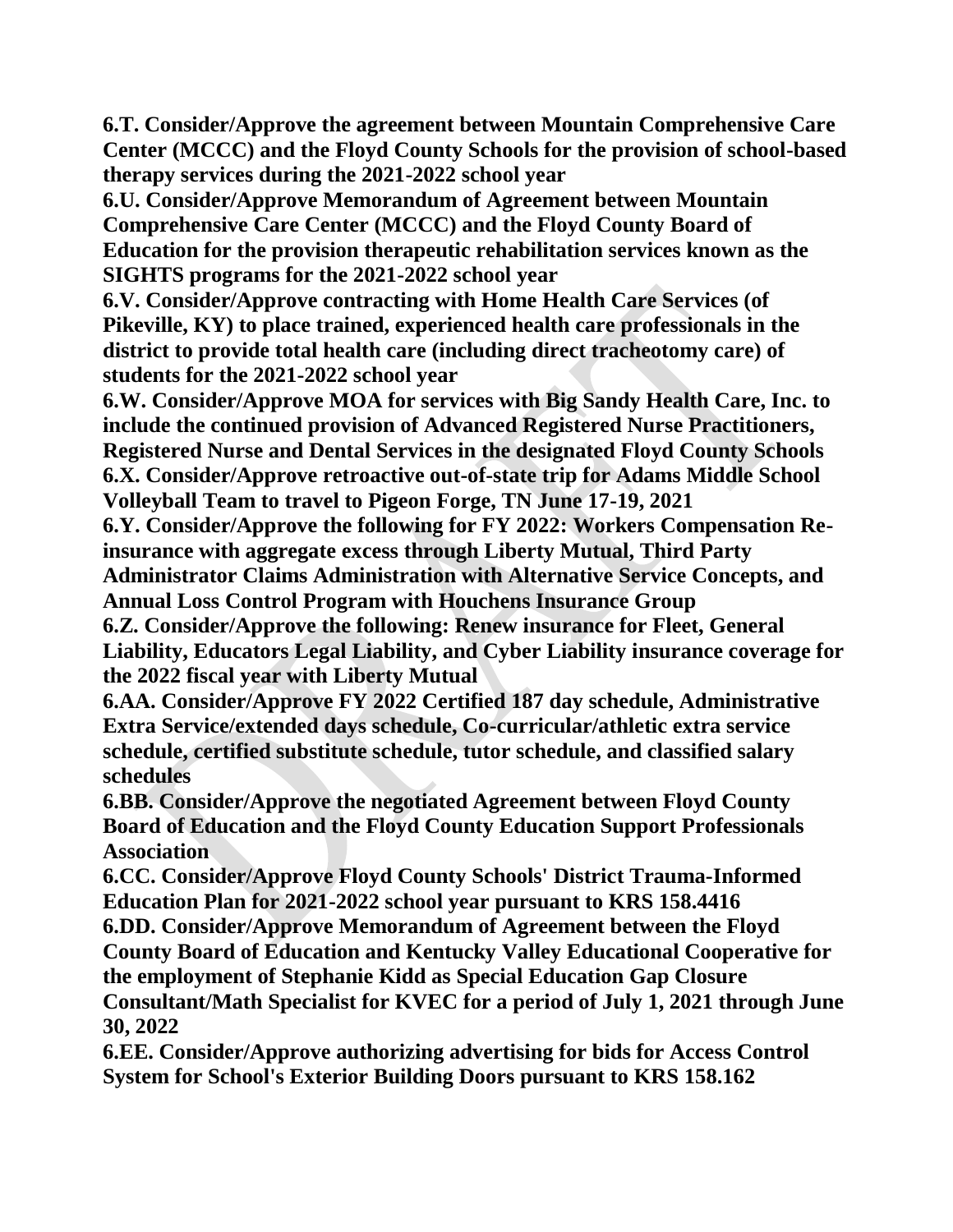**6.T. Consider/Approve the agreement between Mountain Comprehensive Care Center (MCCC) and the Floyd County Schools for the provision of school-based therapy services during the 2021-2022 school year**

**6.U. Consider/Approve Memorandum of Agreement between Mountain Comprehensive Care Center (MCCC) and the Floyd County Board of Education for the provision therapeutic rehabilitation services known as the SIGHTS programs for the 2021-2022 school year**

**6.V. Consider/Approve contracting with Home Health Care Services (of Pikeville, KY) to place trained, experienced health care professionals in the district to provide total health care (including direct tracheotomy care) of students for the 2021-2022 school year**

**6.W. Consider/Approve MOA for services with Big Sandy Health Care, Inc. to include the continued provision of Advanced Registered Nurse Practitioners, Registered Nurse and Dental Services in the designated Floyd County Schools**

**6.X. Consider/Approve retroactive out-of-state trip for Adams Middle School Volleyball Team to travel to Pigeon Forge, TN June 17-19, 2021**

**6.Y. Consider/Approve the following for FY 2022: Workers Compensation Re-insurance with aggregate excess through Liberty Mutual, Third Party Administrator Claims Administration with Alternative Service Concepts, and Annual Loss Control Program with Houchens Insurance Group**

**6.Z. Consider/Approve the following: Renew insurance for Fleet, General Liability, Educators Legal Liability, and Cyber Liability insurance coverage for the 2022 fiscal year with Liberty Mutual**

**6.AA. Consider/Approve FY 2022 Certified 187 day schedule, Administrative Extra Service/extended days schedule, Co-curricular/athletic extra service schedule, certified substitute schedule, tutor schedule, and classified salary schedules**

**6.BB. Consider/Approve the negotiated Agreement between Floyd County Board of Education and the Floyd County Education Support Professionals Association**

**6.CC. Consider/Approve Floyd County Schools' District Trauma-Informed Education Plan for 2021-2022 school year pursuant to KRS 158.4416**

**6.DD. Consider/Approve Memorandum of Agreement between the Floyd County Board of Education and Kentucky Valley Educational Cooperative for the employment of Stephanie Kidd as Special Education Gap Closure Consultant/Math Specialist for KVEC for a period of July 1, 2021 through June 30, 2022**

**6.EE. Consider/Approve authorizing advertising for bids for Access Control System for School's Exterior Building Doors pursuant to KRS 158.162**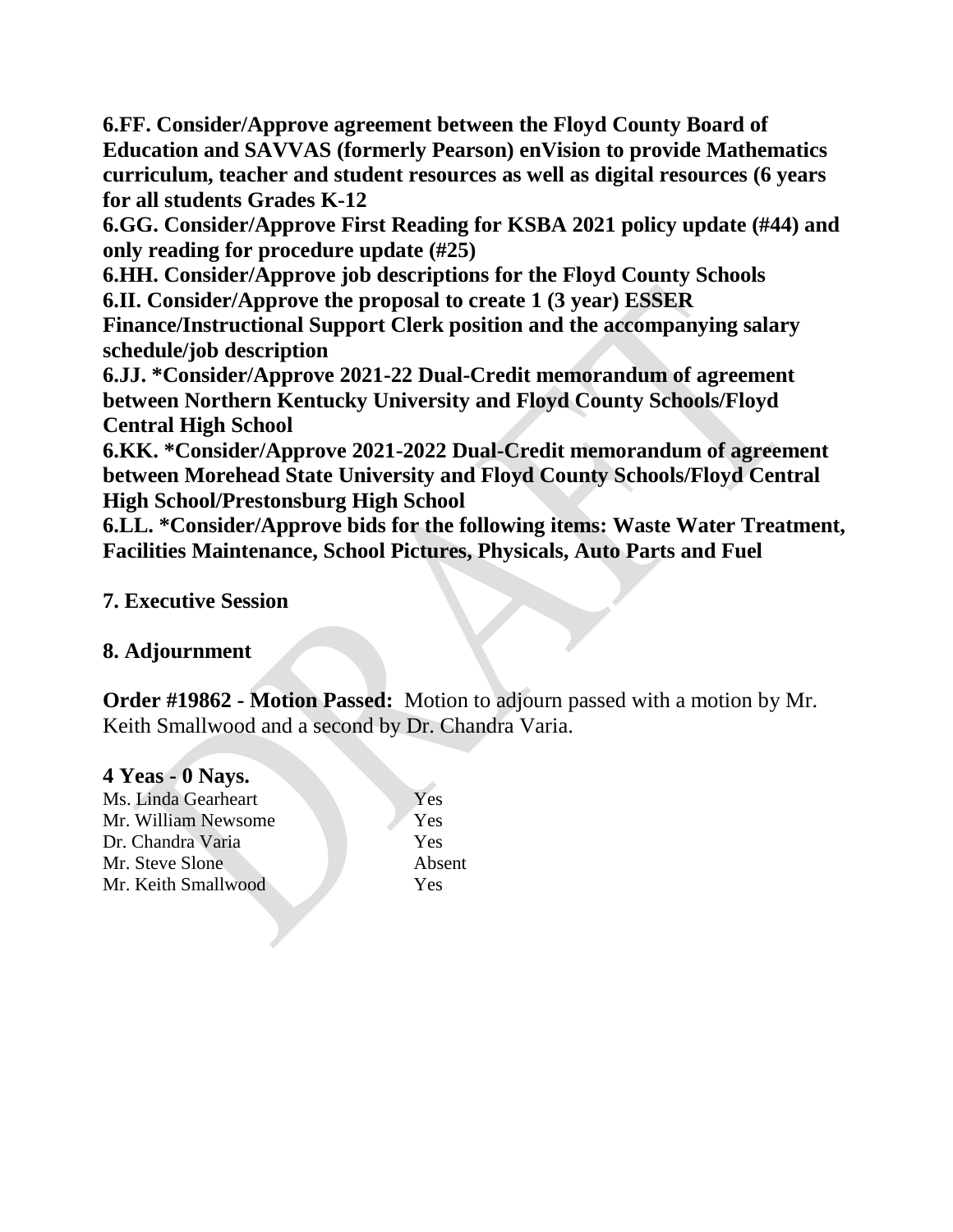**6.FF. Consider/Approve agreement between the Floyd County Board of Education and SAVVAS (formerly Pearson) enVision to provide Mathematics curriculum, teacher and student resources as well as digital resources (6 years for all students Grades K-12**

**6.GG. Consider/Approve First Reading for KSBA 2021 policy update (#44) and only reading for procedure update (#25)**

**6.HH. Consider/Approve job descriptions for the Floyd County Schools**

**6.II. Consider/Approve the proposal to create 1 (3 year) ESSER Finance/Instructional Support Clerk position and the accompanying salary schedule/job description**

**6.JJ. *Consider/Approve 2021-22 Dual-Credit memorandum of agreement between Northern Kentucky University and Floyd County Schools/Floyd Central High School**

**6.KK. *Consider/Approve 2021-2022 Dual-Credit memorandum of agreement between Morehead State University and Floyd County Schools/Floyd Central High School/Prestonsburg High School**

**6.LL. *Consider/Approve bids for the following items: Waste Water Treatment, Facilities Maintenance, School Pictures, Physicals, Auto Parts and Fuel**

**7. Executive Session**

**8. Adjournment**

**Order #19862 - Motion Passed:** Motion to adjourn passed with a motion by Mr. Keith Smallwood and a second by Dr. Chandra Varia.

**4 Yeas - 0 Nays.**

| | |
|---|---|
| Ms. Linda Gearheart | Yes |
| Mr. William Newsome | Yes |
| Dr. Chandra Varia | Yes |
| Mr. Steve Slone | Absent |
| Mr. Keith Smallwood | Yes |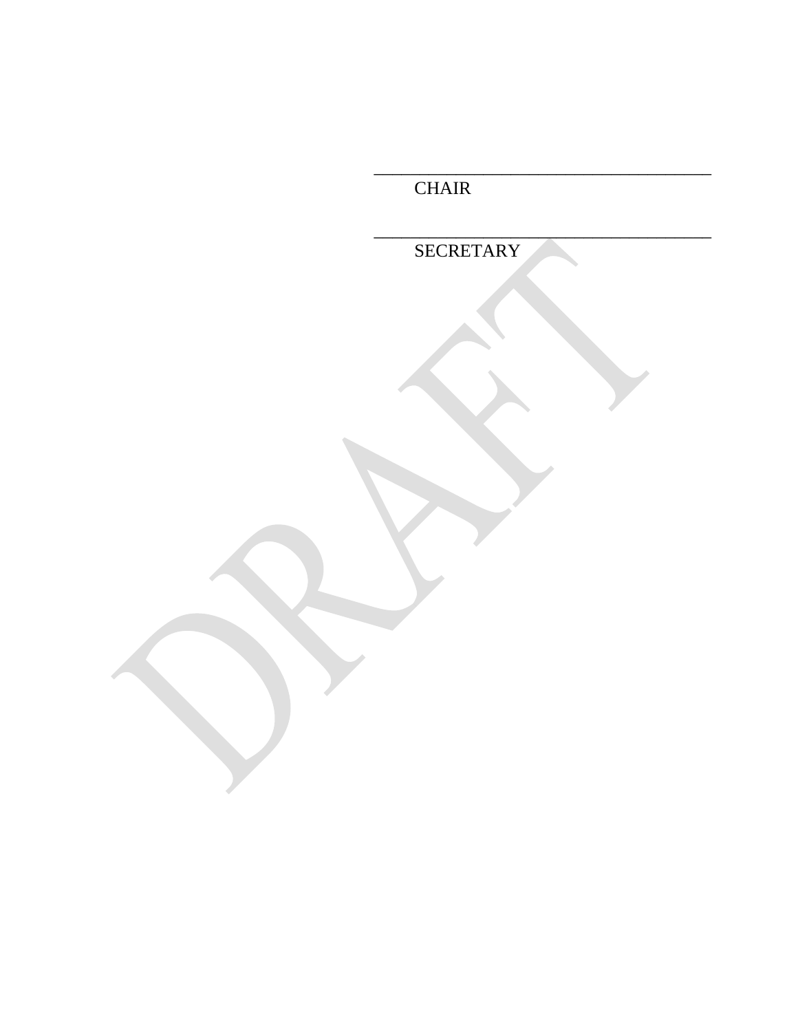\_\_\_\_\_\_\_\_\_\_\_\_\_\_\_\_\_\_\_\_\_\_\_\_\_\_\_\_\_\_\_\_\_\_\_\_\_\_\_\_

CHAIR

\_\_\_\_\_\_\_\_\_\_\_\_\_\_\_\_\_\_\_\_\_\_\_\_\_\_\_\_\_\_\_\_\_\_\_\_\_\_\_\_

SECRETARY

DRAFT